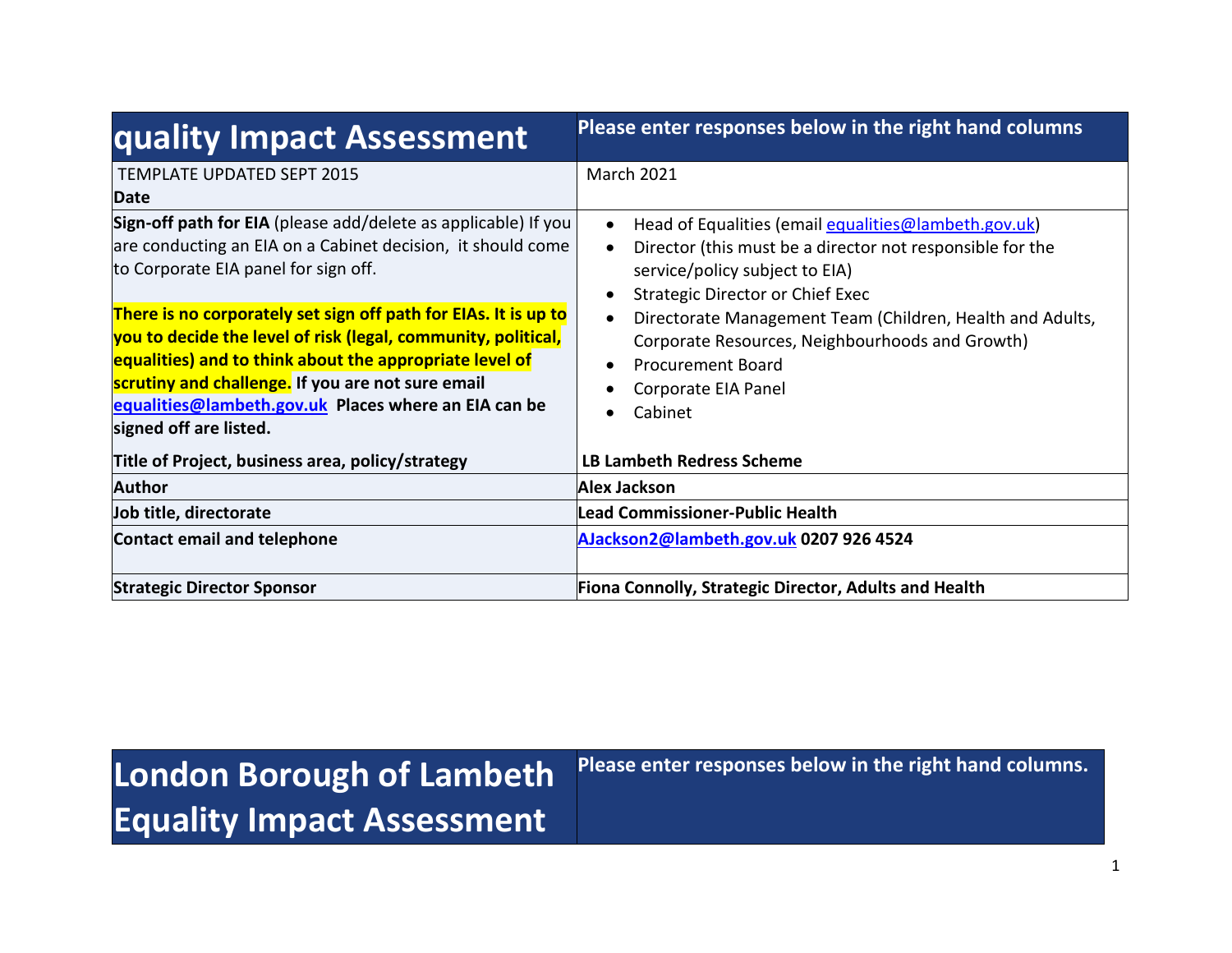| quality Impact Assessment | Please enter responses below in the right hand columns |
|---|---|
| TEMPLATE UPDATED SEPT 2015<br>**Date** | March 2021 |
| **Sign-off path for EIA** (please add/delete as applicable) If you are conducting an EIA on a Cabinet decision, it should come to Corporate EIA panel for sign off.<br><br>**There is no corporately set sign off path for EIAs. It is up to you to decide the level of risk (legal, community, political, equalities) and to think about the appropriate level of scrutiny and challenge. If you are not sure email equalities@lambeth.gov.uk Places where an EIA can be signed off are listed.** | • Head of Equalities (email equalities@lambeth.gov.uk)<br>• Director (this must be a director not responsible for the service/policy subject to EIA)<br>• Strategic Director or Chief Exec<br>• Directorate Management Team (Children, Health and Adults, Corporate Resources, Neighbourhoods and Growth)<br>• Procurement Board<br>• Corporate EIA Panel<br>• Cabinet |
| **Title of Project, business area, policy/strategy** | **LB Lambeth Redress Scheme** |
| **Author** | **Alex Jackson** |
| **Job title, directorate** | **Lead Commissioner-Public Health** |
| **Contact email and telephone** | **AJackson2@lambeth.gov.uk 0207 926 4524** |
| **Strategic Director Sponsor** | **Fiona Connolly, Strategic Director, Adults and Health** |

| London Borough of Lambeth Equality Impact Assessment | Please enter responses below in the right hand columns. |
|---|---|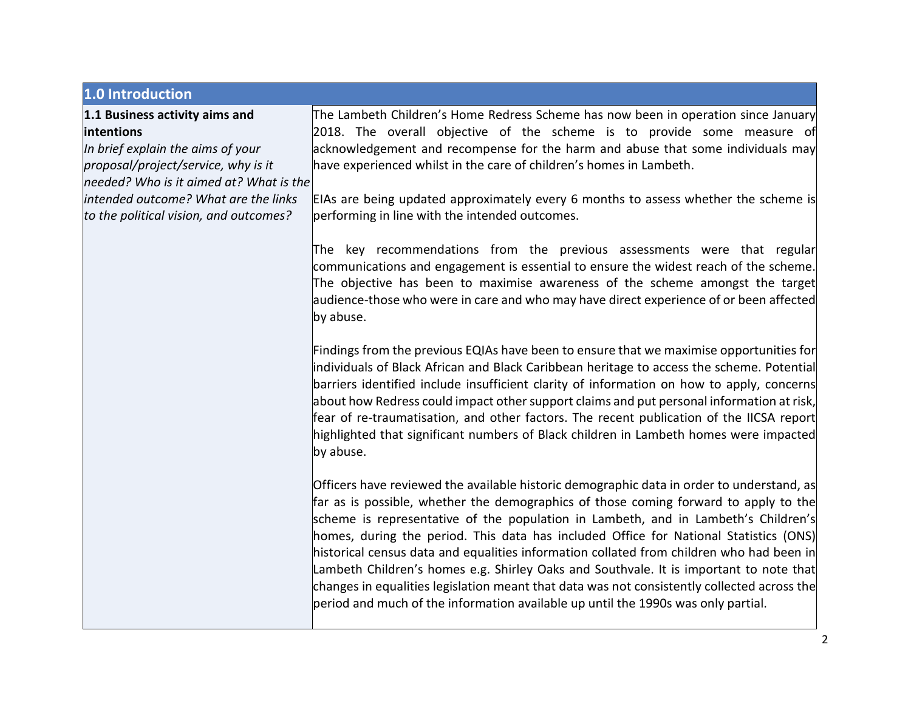## 1.0 Introduction

| **1.1 Business activity aims and intentions** *In brief explain the aims of your proposal/project/service, why is it needed? Who is it aimed at? What is the intended outcome? What are the links to the political vision, and outcomes?* | The Lambeth Children's Home Redress Scheme has now been in operation since January 2018. The overall objective of the scheme is to provide some measure of acknowledgement and recompense for the harm and abuse that some individuals may have experienced whilst in the care of children's homes in Lambeth.<br><br>EIAs are being updated approximately every 6 months to assess whether the scheme is performing in line with the intended outcomes.<br><br>The key recommendations from the previous assessments were that regular communications and engagement is essential to ensure the widest reach of the scheme. The objective has been to maximise awareness of the scheme amongst the target audience-those who were in care and who may have direct experience of or been affected by abuse.<br><br>Findings from the previous EQIAs have been to ensure that we maximise opportunities for individuals of Black African and Black Caribbean heritage to access the scheme. Potential barriers identified include insufficient clarity of information on how to apply, concerns about how Redress could impact other support claims and put personal information at risk, fear of re-traumatisation, and other factors. The recent publication of the IICSA report highlighted that significant numbers of Black children in Lambeth homes were impacted by abuse.<br><br>Officers have reviewed the available historic demographic data in order to understand, as far as is possible, whether the demographics of those coming forward to apply to the scheme is representative of the population in Lambeth, and in Lambeth's Children's homes, during the period. This data has included Office for National Statistics (ONS) historical census data and equalities information collated from children who had been in Lambeth Children's homes e.g. Shirley Oaks and Southvale. It is important to note that changes in equalities legislation meant that data was not consistently collected across the period and much of the information available up until the 1990s was only partial. |
|---|---|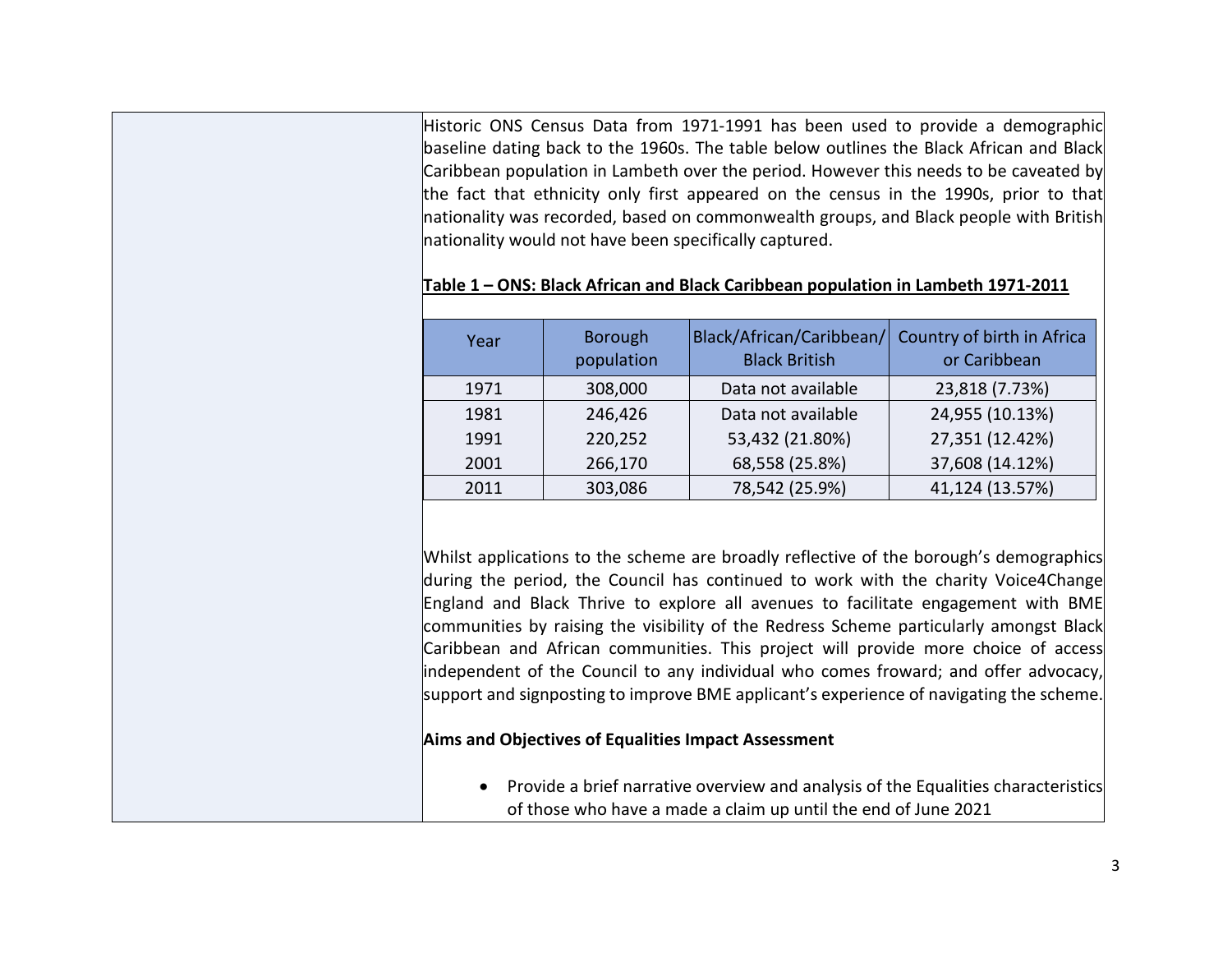Historic ONS Census Data from 1971-1991 has been used to provide a demographic baseline dating back to the 1960s. The table below outlines the Black African and Black Caribbean population in Lambeth over the period. However this needs to be caveated by the fact that ethnicity only first appeared on the census in the 1990s, prior to that nationality was recorded, based on commonwealth groups, and Black people with British nationality would not have been specifically captured.

**Table 1 – ONS: Black African and Black Caribbean population in Lambeth 1971-2011**

| Year | Borough population | Black/African/Caribbean/ Black British | Country of birth in Africa or Caribbean |
|---|---|---|---|
| 1971 | 308,000 | Data not available | 23,818 (7.73%) |
| 1981 | 246,426 | Data not available | 24,955 (10.13%) |
| 1991 | 220,252 | 53,432 (21.80%) | 27,351 (12.42%) |
| 2001 | 266,170 | 68,558 (25.8%) | 37,608 (14.12%) |
| 2011 | 303,086 | 78,542 (25.9%) | 41,124 (13.57%) |

Whilst applications to the scheme are broadly reflective of the borough's demographics during the period, the Council has continued to work with the charity Voice4Change England and Black Thrive to explore all avenues to facilitate engagement with BME communities by raising the visibility of the Redress Scheme particularly amongst Black Caribbean and African communities. This project will provide more choice of access independent of the Council to any individual who comes froward; and offer advocacy, support and signposting to improve BME applicant's experience of navigating the scheme.

**Aims and Objectives of Equalities Impact Assessment**

- Provide a brief narrative overview and analysis of the Equalities characteristics of those who have a made a claim up until the end of June 2021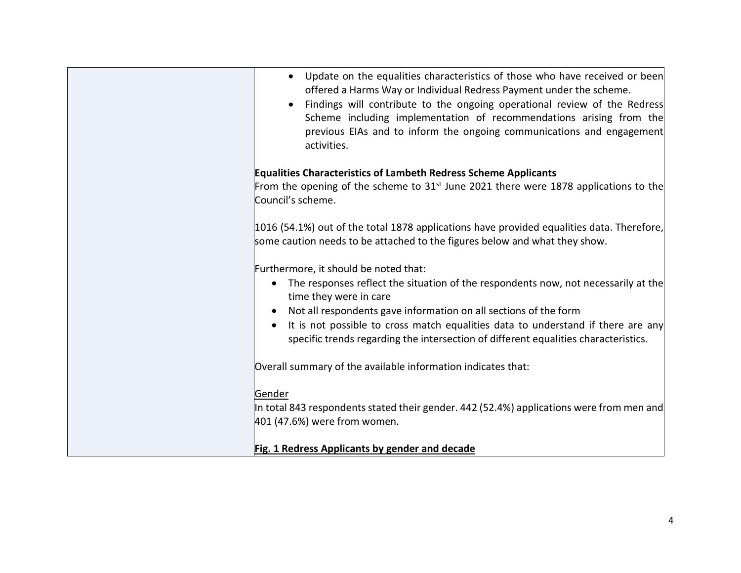- Update on the equalities characteristics of those who have received or been offered a Harms Way or Individual Redress Payment under the scheme.
- Findings will contribute to the ongoing operational review of the Redress Scheme including implementation of recommendations arising from the previous EIAs and to inform the ongoing communications and engagement activities.

**Equalities Characteristics of Lambeth Redress Scheme Applicants**

From the opening of the scheme to 31st June 2021 there were 1878 applications to the Council's scheme.

1016 (54.1%) out of the total 1878 applications have provided equalities data. Therefore, some caution needs to be attached to the figures below and what they show.

Furthermore, it should be noted that:

- The responses reflect the situation of the respondents now, not necessarily at the time they were in care
- Not all respondents gave information on all sections of the form
- It is not possible to cross match equalities data to understand if there are any specific trends regarding the intersection of different equalities characteristics.

Overall summary of the available information indicates that:

Gender

In total 843 respondents stated their gender. 442 (52.4%) applications were from men and 401 (47.6%) were from women.

**Fig. 1 Redress Applicants by gender and decade**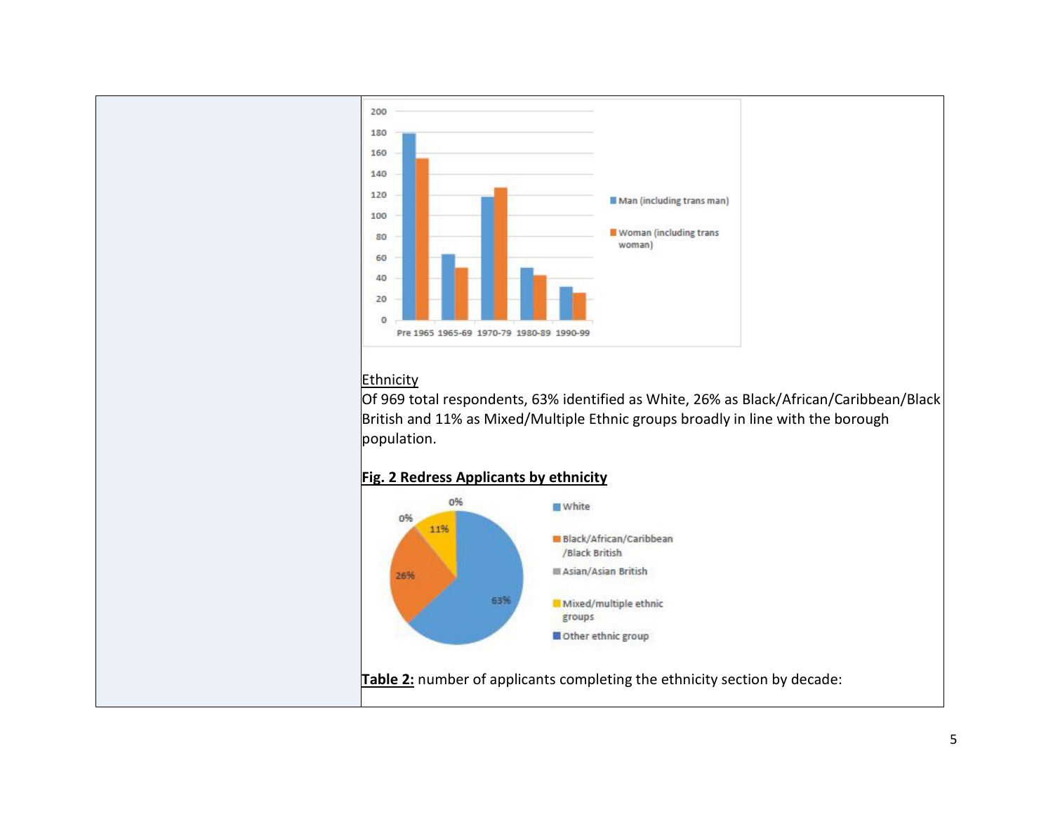## Ethnicity

Of 969 total respondents, 63% identified as White, 26% as Black/African/Caribbean/Black British and 11% as Mixed/Multiple Ethnic groups broadly in line with the borough population.

**Fig. 2 Redress Applicants by ethnicity**

**Table 2:** number of applicants completing the ethnicity section by decade: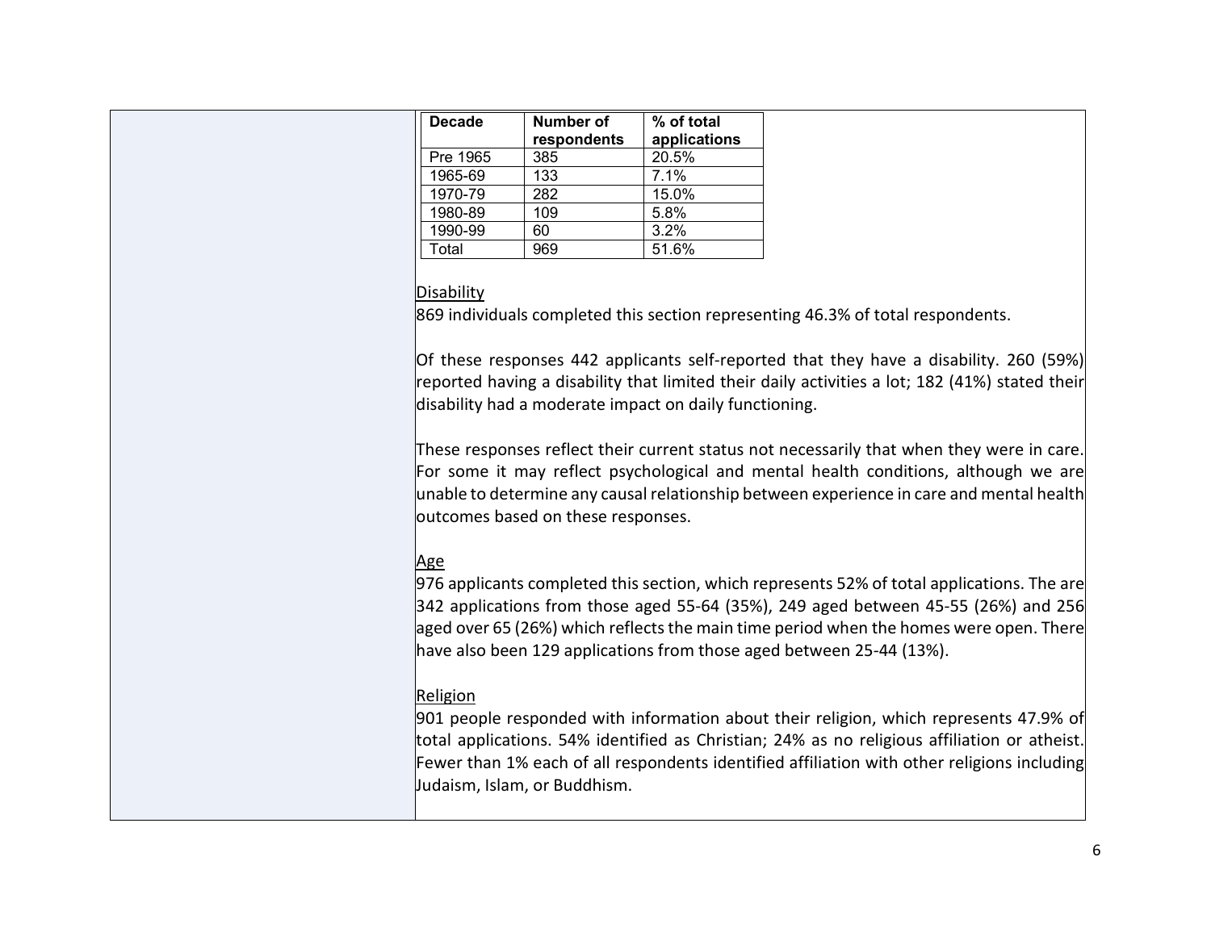| Decade | Number of respondents | % of total applications |
|---|---|---|
| Pre 1965 | 385 | 20.5% |
| 1965-69 | 133 | 7.1% |
| 1970-79 | 282 | 15.0% |
| 1980-89 | 109 | 5.8% |
| 1990-99 | 60 | 3.2% |
| Total | 969 | 51.6% |

Disability

869 individuals completed this section representing 46.3% of total respondents.

Of these responses 442 applicants self-reported that they have a disability. 260 (59%) reported having a disability that limited their daily activities a lot; 182 (41%) stated their disability had a moderate impact on daily functioning.

These responses reflect their current status not necessarily that when they were in care. For some it may reflect psychological and mental health conditions, although we are unable to determine any causal relationship between experience in care and mental health outcomes based on these responses.

Age

976 applicants completed this section, which represents 52% of total applications. The are 342 applications from those aged 55-64 (35%), 249 aged between 45-55 (26%) and 256 aged over 65 (26%) which reflects the main time period when the homes were open. There have also been 129 applications from those aged between 25-44 (13%).

Religion

901 people responded with information about their religion, which represents 47.9% of total applications. 54% identified as Christian; 24% as no religious affiliation or atheist. Fewer than 1% each of all respondents identified affiliation with other religions including Judaism, Islam, or Buddhism.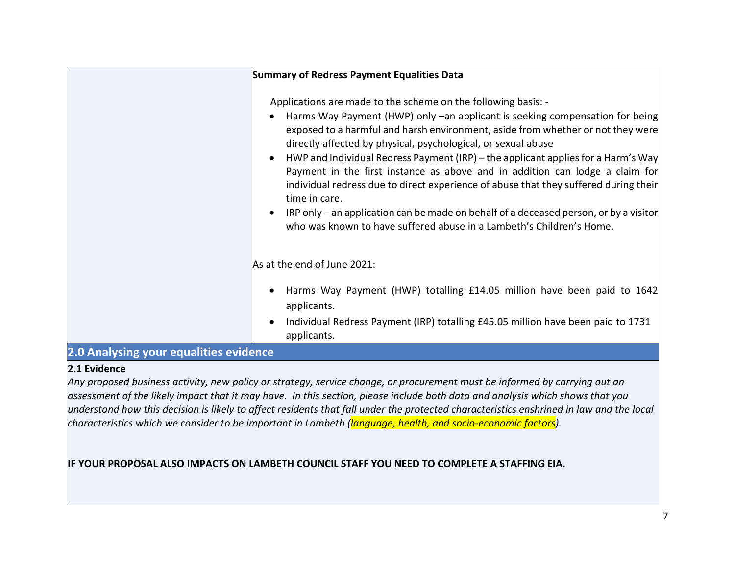| | **Summary of Redress Payment Equalities Data**<br><br>Applications are made to the scheme on the following basis: -<br>• Harms Way Payment (HWP) only –an applicant is seeking compensation for being exposed to a harmful and harsh environment, aside from whether or not they were directly affected by physical, psychological, or sexual abuse<br>• HWP and Individual Redress Payment (IRP) – the applicant applies for a Harm's Way Payment in the first instance as above and in addition can lodge a claim for individual redress due to direct experience of abuse that they suffered during their time in care.<br>• IRP only – an application can be made on behalf of a deceased person, or by a visitor who was known to have suffered abuse in a Lambeth's Children's Home.<br><br>As at the end of June 2021:<br>• Harms Way Payment (HWP) totalling £14.05 million have been paid to 1642 applicants.<br>• Individual Redress Payment (IRP) totalling £45.05 million have been paid to 1731 applicants. |
|---|---|

## 2.0 Analysing your equalities evidence

**2.1 Evidence**

*Any proposed business activity, new policy or strategy, service change, or procurement must be informed by carrying out an assessment of the likely impact that it may have. In this section, please include both data and analysis which shows that you understand how this decision is likely to affect residents that fall under the protected characteristics enshrined in law and the local characteristics which we consider to be important in Lambeth (language, health, and socio-economic factors).*

**IF YOUR PROPOSAL ALSO IMPACTS ON LAMBETH COUNCIL STAFF YOU NEED TO COMPLETE A STAFFING EIA.**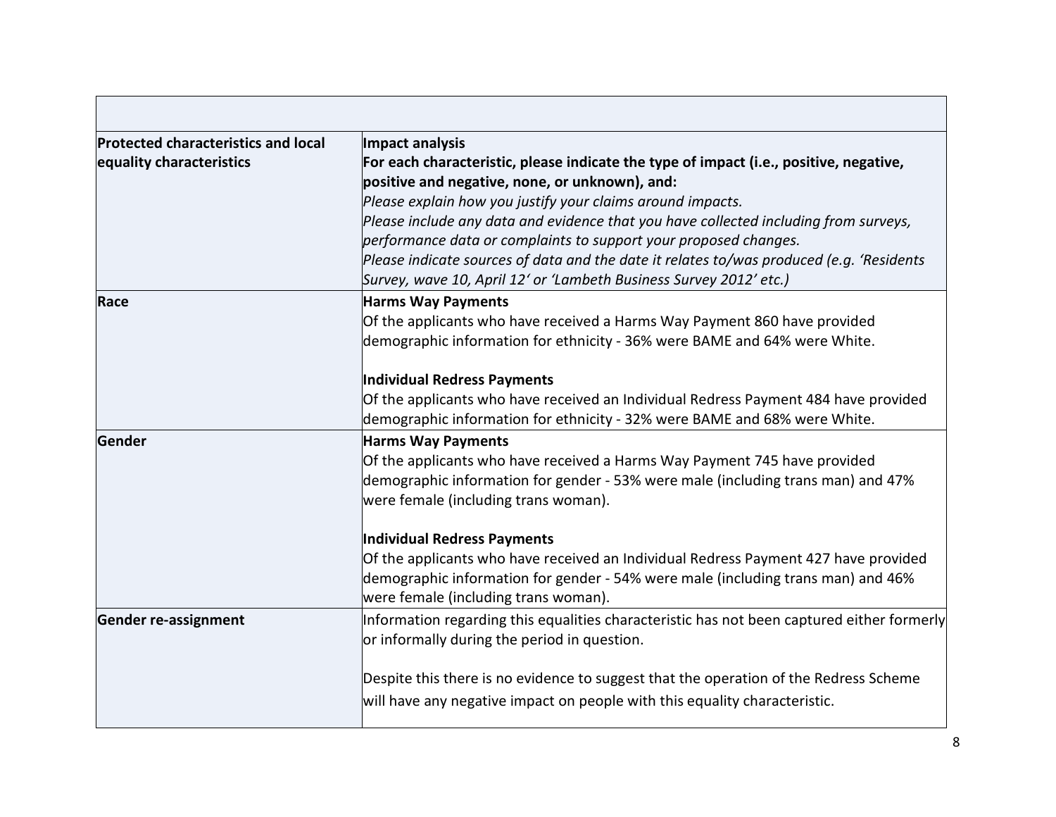| | |
|---|---|
| **Protected characteristics and local equality characteristics** | **Impact analysis**<br>**For each characteristic, please indicate the type of impact (i.e., positive, negative, positive and negative, none, or unknown), and:**<br>*Please explain how you justify your claims around impacts.*<br>*Please include any data and evidence that you have collected including from surveys, performance data or complaints to support your proposed changes.*<br>*Please indicate sources of data and the date it relates to/was produced (e.g. 'Residents Survey, wave 10, April 12' or 'Lambeth Business Survey 2012' etc.)* |
| **Race** | **Harms Way Payments**<br>Of the applicants who have received a Harms Way Payment 860 have provided demographic information for ethnicity - 36% were BAME and 64% were White.<br><br>**Individual Redress Payments**<br>Of the applicants who have received an Individual Redress Payment 484 have provided demographic information for ethnicity - 32% were BAME and 68% were White. |
| **Gender** | **Harms Way Payments**<br>Of the applicants who have received a Harms Way Payment 745 have provided demographic information for gender - 53% were male (including trans man) and 47% were female (including trans woman).<br><br>**Individual Redress Payments**<br>Of the applicants who have received an Individual Redress Payment 427 have provided demographic information for gender - 54% were male (including trans man) and 46% were female (including trans woman). |
| **Gender re-assignment** | Information regarding this equalities characteristic has not been captured either formerly or informally during the period in question.<br><br>Despite this there is no evidence to suggest that the operation of the Redress Scheme will have any negative impact on people with this equality characteristic. |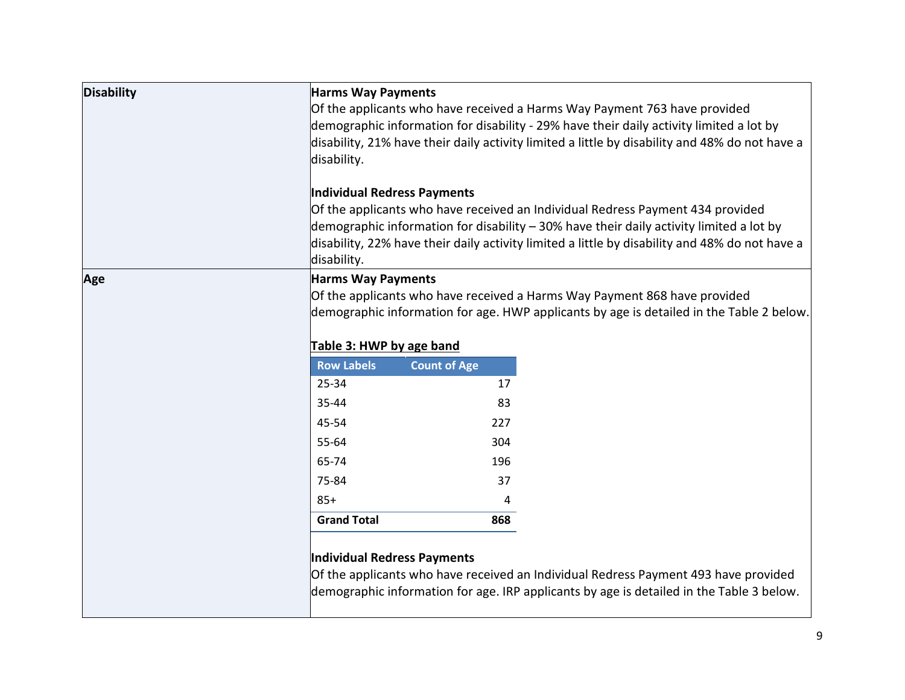| | |
|---|---|
| **Disability** | **Harms Way Payments**<br>Of the applicants who have received a Harms Way Payment 763 have provided demographic information for disability - 29% have their daily activity limited a lot by disability, 21% have their daily activity limited a little by disability and 48% do not have a disability.<br><br>**Individual Redress Payments**<br>Of the applicants who have received an Individual Redress Payment 434 provided demographic information for disability – 30% have their daily activity limited a lot by disability, 22% have their daily activity limited a little by disability and 48% do not have a disability. |
| **Age** | **Harms Way Payments**<br>Of the applicants who have received a Harms Way Payment 868 have provided demographic information for age. HWP applicants by age is detailed in the Table 2 below. |

**Table 3: HWP by age band**

| Row Labels | Count of Age |
|---|---|
| 25-34 | 17 |
| 35-44 | 83 |
| 45-54 | 227 |
| 55-64 | 304 |
| 65-74 | 196 |
| 75-84 | 37 |
| 85+ | 4 |
| **Grand Total** | **868** |

**Individual Redress Payments**

Of the applicants who have received an Individual Redress Payment 493 have provided demographic information for age. IRP applicants by age is detailed in the Table 3 below.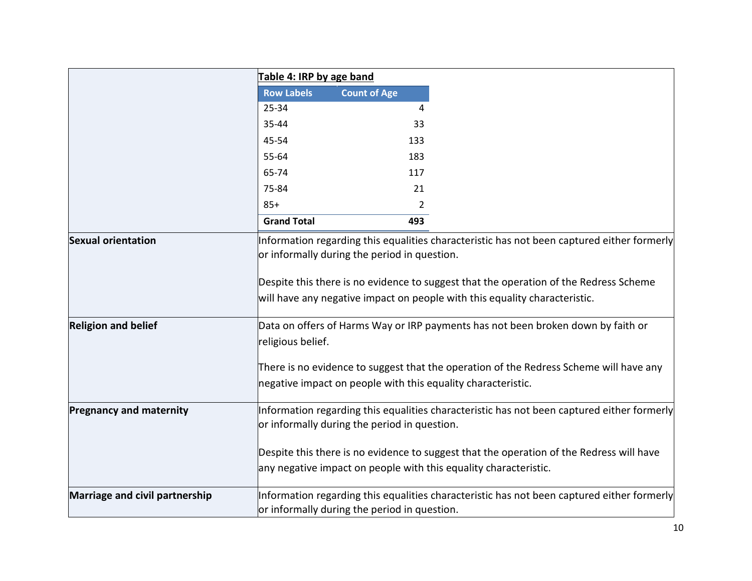| | **Table 4: IRP by age band** |
|---|---|
| | (see table below) |

**Table 4: IRP by age band**

| Row Labels | Count of Age |
|---|---|
| 25-34 | 4 |
| 35-44 | 33 |
| 45-54 | 133 |
| 55-64 | 183 |
| 65-74 | 117 |
| 75-84 | 21 |
| 85+ | 2 |
| **Grand Total** | **493** |

| | |
|---|---|
| **Sexual orientation** | Information regarding this equalities characteristic has not been captured either formerly or informally during the period in question.<br><br>Despite this there is no evidence to suggest that the operation of the Redress Scheme will have any negative impact on people with this equality characteristic. |
| **Religion and belief** | Data on offers of Harms Way or IRP payments has not been broken down by faith or religious belief.<br><br>There is no evidence to suggest that the operation of the Redress Scheme will have any negative impact on people with this equality characteristic. |
| **Pregnancy and maternity** | Information regarding this equalities characteristic has not been captured either formerly or informally during the period in question.<br><br>Despite this there is no evidence to suggest that the operation of the Redress will have any negative impact on people with this equality characteristic. |
| **Marriage and civil partnership** | Information regarding this equalities characteristic has not been captured either formerly or informally during the period in question. |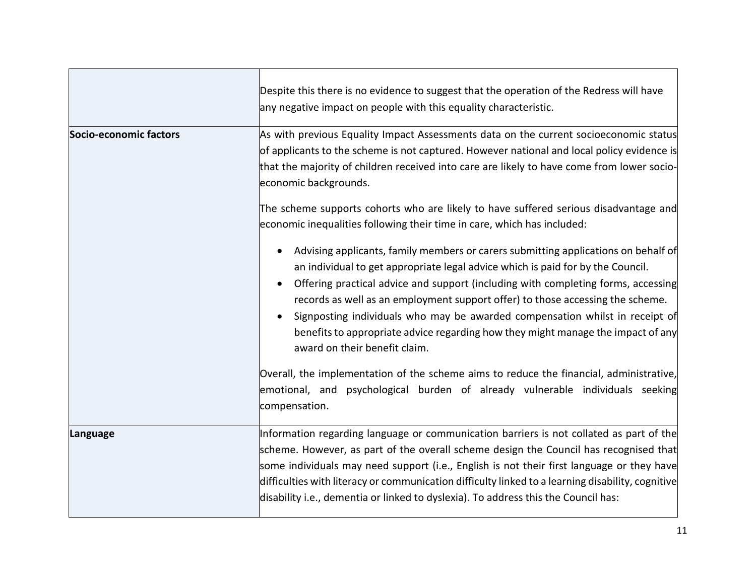| | |
|---|---|
| | Despite this there is no evidence to suggest that the operation of the Redress will have any negative impact on people with this equality characteristic. |
| **Socio-economic factors** | As with previous Equality Impact Assessments data on the current socioeconomic status of applicants to the scheme is not captured. However national and local policy evidence is that the majority of children received into care are likely to have come from lower socio-economic backgrounds.<br><br>The scheme supports cohorts who are likely to have suffered serious disadvantage and economic inequalities following their time in care, which has included:<br><br>• Advising applicants, family members or carers submitting applications on behalf of an individual to get appropriate legal advice which is paid for by the Council.<br>• Offering practical advice and support (including with completing forms, accessing records as well as an employment support offer) to those accessing the scheme.<br>• Signposting individuals who may be awarded compensation whilst in receipt of benefits to appropriate advice regarding how they might manage the impact of any award on their benefit claim.<br><br>Overall, the implementation of the scheme aims to reduce the financial, administrative, emotional, and psychological burden of already vulnerable individuals seeking compensation. |
| **Language** | Information regarding language or communication barriers is not collated as part of the scheme. However, as part of the overall scheme design the Council has recognised that some individuals may need support (i.e., English is not their first language or they have difficulties with literacy or communication difficulty linked to a learning disability, cognitive disability i.e., dementia or linked to dyslexia). To address this the Council has: |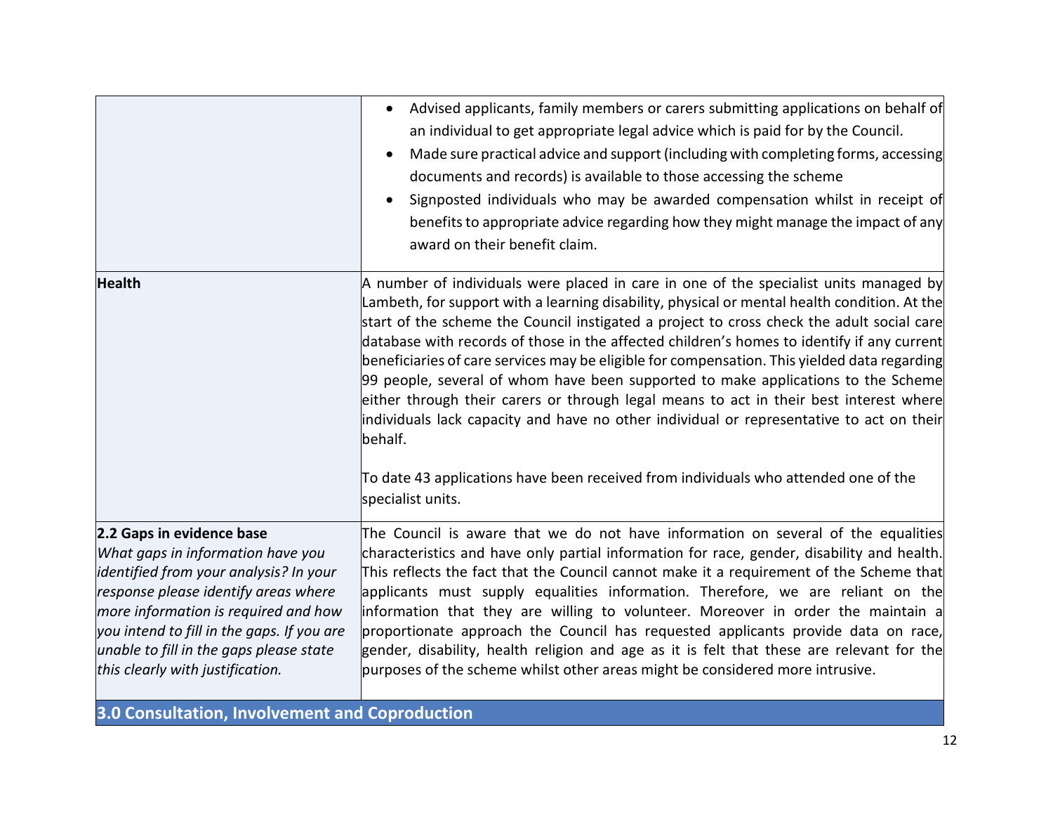| | |
|---|---|
| | <ul><li>Advised applicants, family members or carers submitting applications on behalf of an individual to get appropriate legal advice which is paid for by the Council.</li><li>Made sure practical advice and support (including with completing forms, accessing documents and records) is available to those accessing the scheme</li><li>Signposted individuals who may be awarded compensation whilst in receipt of benefits to appropriate advice regarding how they might manage the impact of any award on their benefit claim.</li></ul> |
| **Health** | A number of individuals were placed in care in one of the specialist units managed by Lambeth, for support with a learning disability, physical or mental health condition. At the start of the scheme the Council instigated a project to cross check the adult social care database with records of those in the affected children's homes to identify if any current beneficiaries of care services may be eligible for compensation. This yielded data regarding 99 people, several of whom have been supported to make applications to the Scheme either through their carers or through legal means to act in their best interest where individuals lack capacity and have no other individual or representative to act on their behalf.<br><br>To date 43 applications have been received from individuals who attended one of the specialist units. |
| **2.2 Gaps in evidence base**<br>*What gaps in information have you identified from your analysis? In your response please identify areas where more information is required and how you intend to fill in the gaps. If you are unable to fill in the gaps please state this clearly with justification.* | The Council is aware that we do not have information on several of the equalities characteristics and have only partial information for race, gender, disability and health. This reflects the fact that the Council cannot make it a requirement of the Scheme that applicants must supply equalities information. Therefore, we are reliant on the information that they are willing to volunteer. Moreover in order the maintain a proportionate approach the Council has requested applicants provide data on race, gender, disability, health religion and age as it is felt that these are relevant for the purposes of the scheme whilst other areas might be considered more intrusive. |

## 3.0 Consultation, Involvement and Coproduction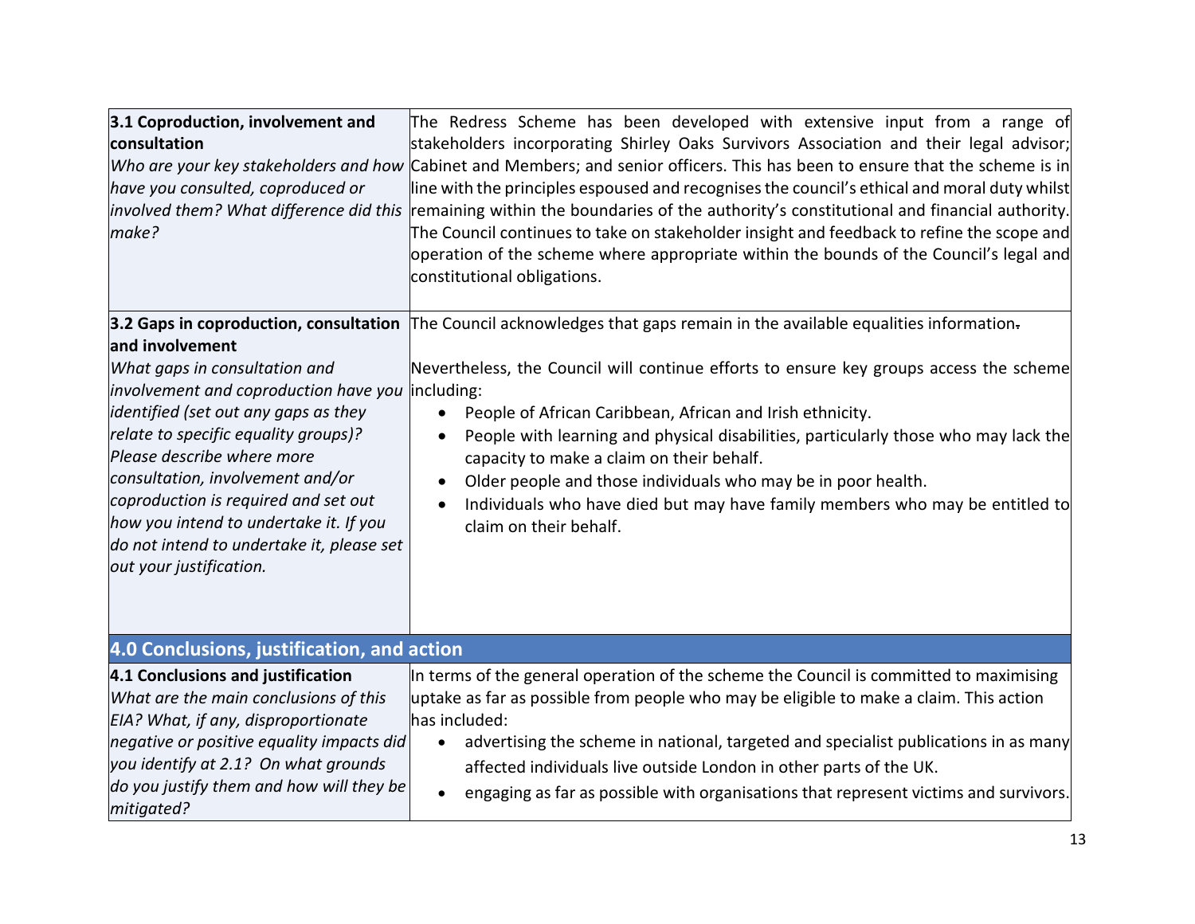| **3.1 Coproduction, involvement and consultation**<br>*Who are your key stakeholders and how have you consulted, coproduced or involved them? What difference did this make?* | The Redress Scheme has been developed with extensive input from a range of stakeholders incorporating Shirley Oaks Survivors Association and their legal advisor; Cabinet and Members; and senior officers. This has been to ensure that the scheme is in line with the principles espoused and recognises the council's ethical and moral duty whilst remaining within the boundaries of the authority's constitutional and financial authority. The Council continues to take on stakeholder insight and feedback to refine the scope and operation of the scheme where appropriate within the bounds of the Council's legal and constitutional obligations. |
|---|---|
| **3.2 Gaps in coproduction, consultation and involvement**<br>*What gaps in consultation and involvement and coproduction have you identified (set out any gaps as they relate to specific equality groups)? Please describe where more consultation, involvement and/or coproduction is required and set out how you intend to undertake it. If you do not intend to undertake it, please set out your justification.* | The Council acknowledges that gaps remain in the available equalities information.<br><br>Nevertheless, the Council will continue efforts to ensure key groups access the scheme including:<br>• People of African Caribbean, African and Irish ethnicity.<br>• People with learning and physical disabilities, particularly those who may lack the capacity to make a claim on their behalf.<br>• Older people and those individuals who may be in poor health.<br>• Individuals who have died but may have family members who may be entitled to claim on their behalf. |
| **4.0 Conclusions, justification, and action** | |
| **4.1 Conclusions and justification**<br>*What are the main conclusions of this EIA? What, if any, disproportionate negative or positive equality impacts did you identify at 2.1? On what grounds do you justify them and how will they be mitigated?* | In terms of the general operation of the scheme the Council is committed to maximising uptake as far as possible from people who may be eligible to make a claim. This action has included:<br>• advertising the scheme in national, targeted and specialist publications in as many affected individuals live outside London in other parts of the UK.<br>• engaging as far as possible with organisations that represent victims and survivors. |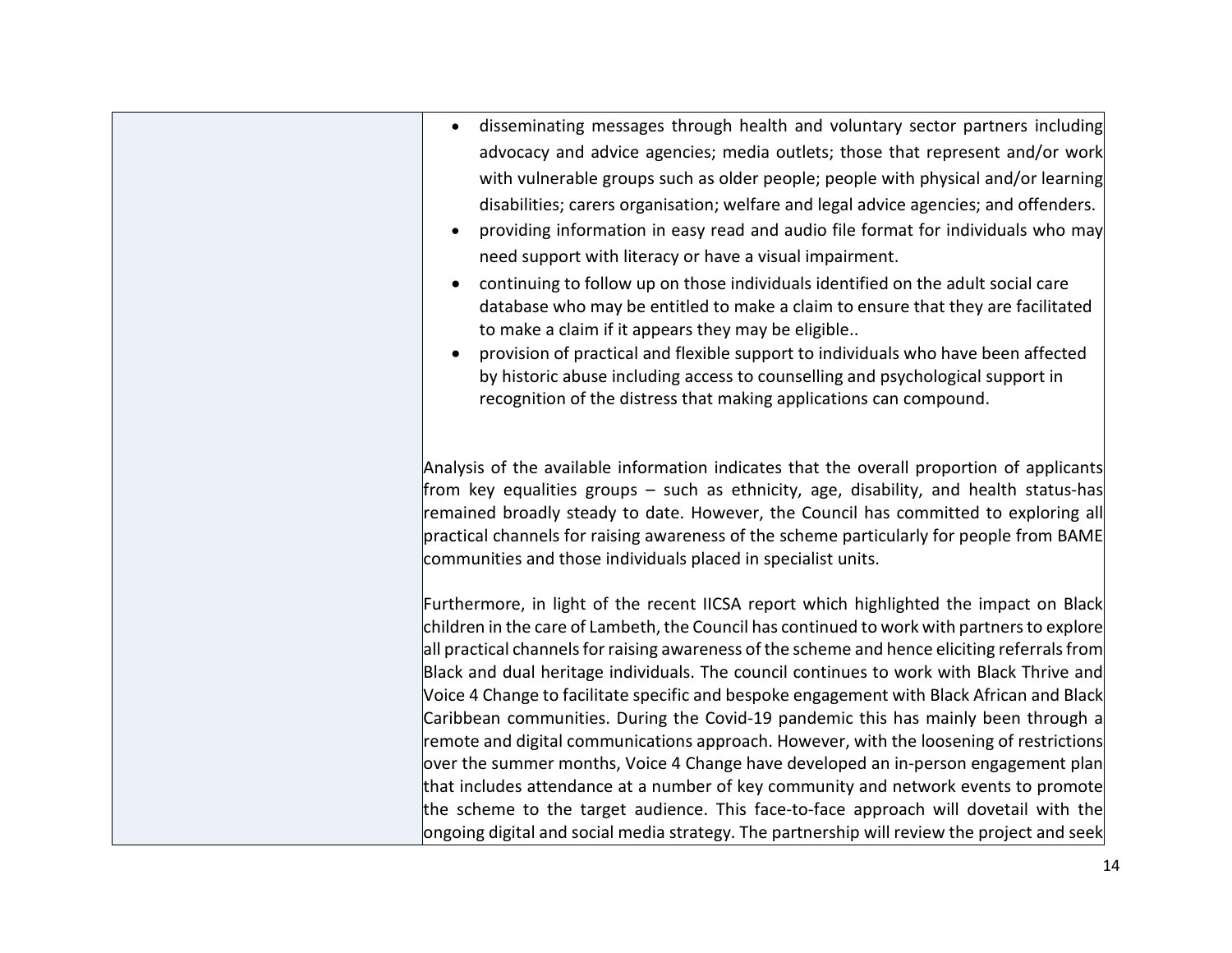| | |
|---|---|
| | • disseminating messages through health and voluntary sector partners including advocacy and advice agencies; media outlets; those that represent and/or work with vulnerable groups such as older people; people with physical and/or learning disabilities; carers organisation; welfare and legal advice agencies; and offenders.<br>• providing information in easy read and audio file format for individuals who may need support with literacy or have a visual impairment.<br>• continuing to follow up on those individuals identified on the adult social care database who may be entitled to make a claim to ensure that they are facilitated to make a claim if it appears they may be eligible..<br>• provision of practical and flexible support to individuals who have been affected by historic abuse including access to counselling and psychological support in recognition of the distress that making applications can compound.<br><br>Analysis of the available information indicates that the overall proportion of applicants from key equalities groups – such as ethnicity, age, disability, and health status-has remained broadly steady to date. However, the Council has committed to exploring all practical channels for raising awareness of the scheme particularly for people from BAME communities and those individuals placed in specialist units.<br><br>Furthermore, in light of the recent IICSA report which highlighted the impact on Black children in the care of Lambeth, the Council has continued to work with partners to explore all practical channels for raising awareness of the scheme and hence eliciting referrals from Black and dual heritage individuals. The council continues to work with Black Thrive and Voice 4 Change to facilitate specific and bespoke engagement with Black African and Black Caribbean communities. During the Covid-19 pandemic this has mainly been through a remote and digital communications approach. However, with the loosening of restrictions over the summer months, Voice 4 Change have developed an in-person engagement plan that includes attendance at a number of key community and network events to promote the scheme to the target audience. This face-to-face approach will dovetail with the ongoing digital and social media strategy. The partnership will review the project and seek |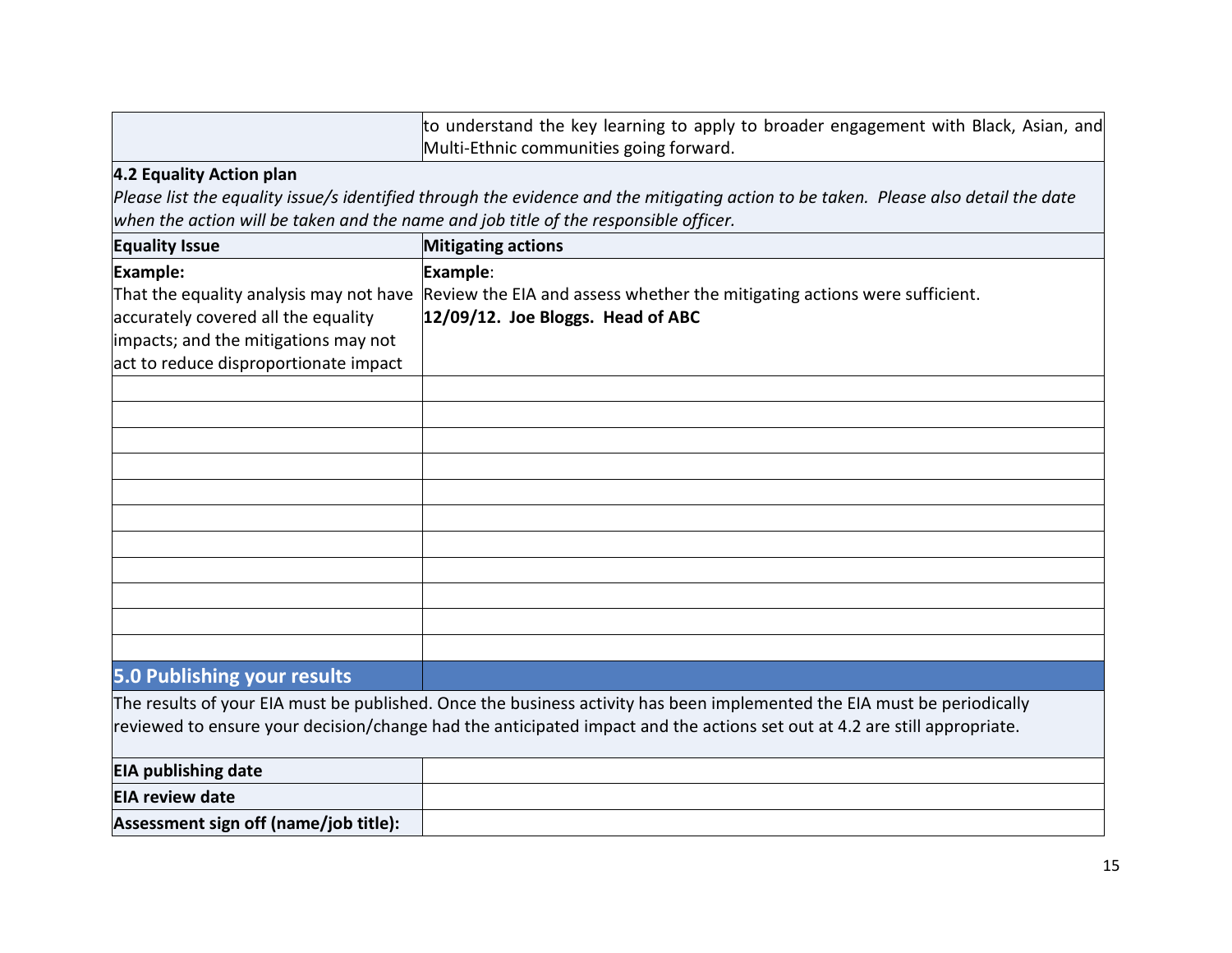| | to understand the key learning to apply to broader engagement with Black, Asian, and Multi-Ethnic communities going forward. |
|---|---|

**4.2 Equality Action plan**

*Please list the equality issue/s identified through the evidence and the mitigating action to be taken. Please also detail the date when the action will be taken and the name and job title of the responsible officer.*

| Equality Issue | Mitigating actions |
|---|---|
| **Example:** That the equality analysis may not have accurately covered all the equality impacts; and the mitigations may not act to reduce disproportionate impact | **Example**: Review the EIA and assess whether the mitigating actions were sufficient. **12/09/12. Joe Bloggs. Head of ABC** |
| | |
| | |
| | |
| | |
| | |
| | |
| | |
| | |
| | |
| | |
| | |

## 5.0 Publishing your results

The results of your EIA must be published. Once the business activity has been implemented the EIA must be periodically reviewed to ensure your decision/change had the anticipated impact and the actions set out at 4.2 are still appropriate.

| | |
|---|---|
| **EIA publishing date** | |
| **EIA review date** | |
| **Assessment sign off (name/job title):** | |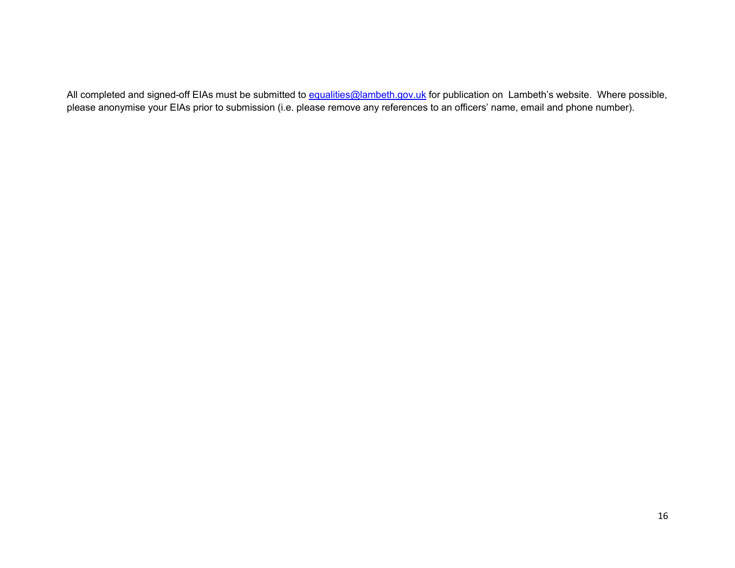All completed and signed-off EIAs must be submitted to [equalities@lambeth.gov.uk](mailto:equalities@lambeth.gov.uk) for publication on Lambeth's website. Where possible, please anonymise your EIAs prior to submission (i.e. please remove any references to an officers' name, email and phone number).